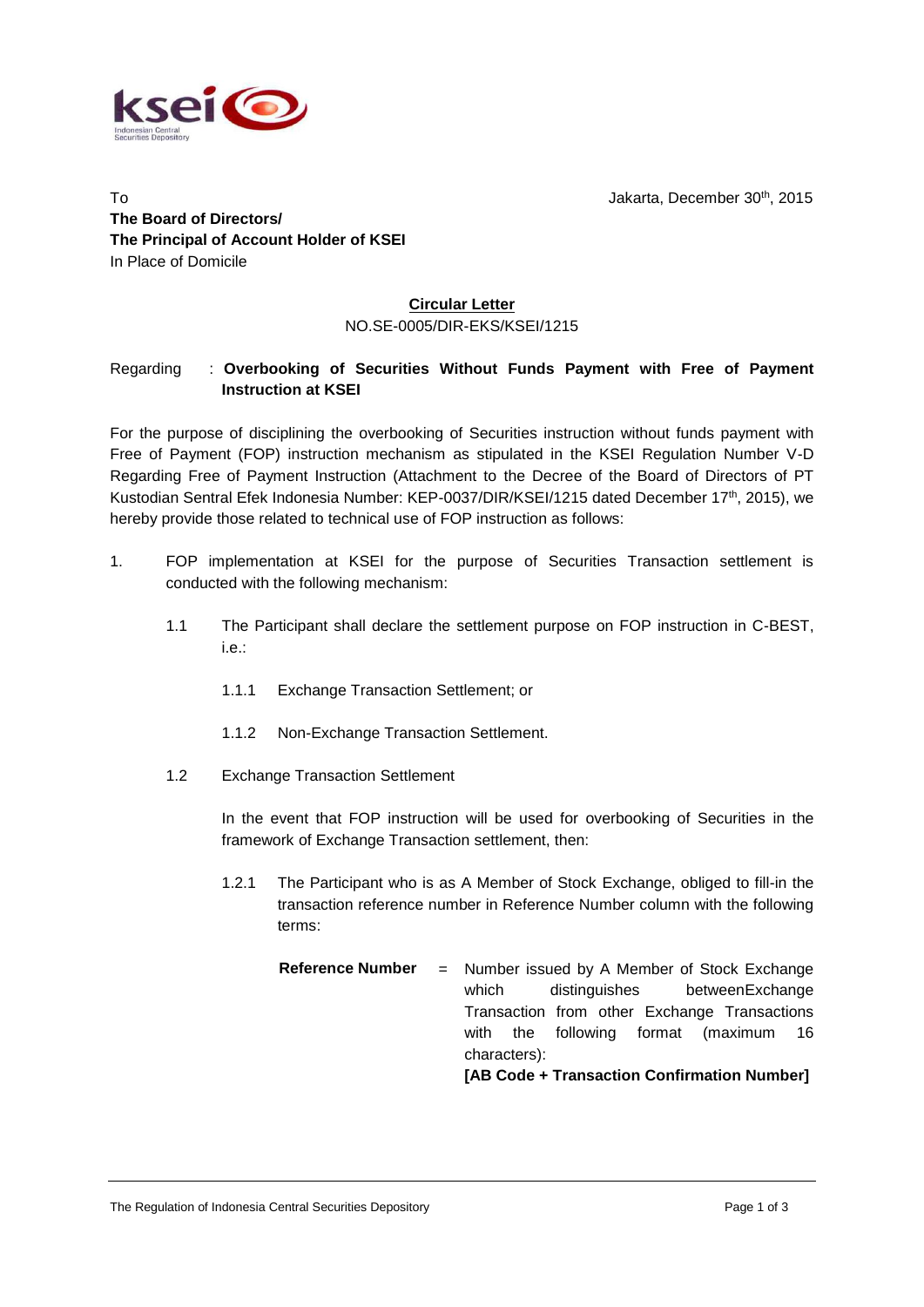To
**The Board of Directors/**
**The Principal of Account Holder of KSEI**
In Place of Domicile

Jakarta, December 30th, 2015

**Circular Letter**
NO.SE-0005/DIR-EKS/KSEI/1215

Regarding : **Overbooking of Securities Without Funds Payment with Free of Payment Instruction at KSEI**

For the purpose of disciplining the overbooking of Securities instruction without funds payment with Free of Payment (FOP) instruction mechanism as stipulated in the KSEI Regulation Number V-D Regarding Free of Payment Instruction (Attachment to the Decree of the Board of Directors of PT Kustodian Sentral Efek Indonesia Number: KEP-0037/DIR/KSEI/1215 dated December 17th, 2015), we hereby provide those related to technical use of FOP instruction as follows:

1. FOP implementation at KSEI for the purpose of Securities Transaction settlement is conducted with the following mechanism:

   1.1 The Participant shall declare the settlement purpose on FOP instruction in C-BEST, i.e.:

      1.1.1 Exchange Transaction Settlement; or

      1.1.2 Non-Exchange Transaction Settlement.

   1.2 Exchange Transaction Settlement

   In the event that FOP instruction will be used for overbooking of Securities in the framework of Exchange Transaction settlement, then:

      1.2.1 The Participant who is as A Member of Stock Exchange, obliged to fill-in the transaction reference number in Reference Number column with the following terms:

      **Reference Number** = Number issued by A Member of Stock Exchange which distinguishes betweenExchange Transaction from other Exchange Transactions with the following format (maximum 16 characters):
      **[AB Code + Transaction Confirmation Number]**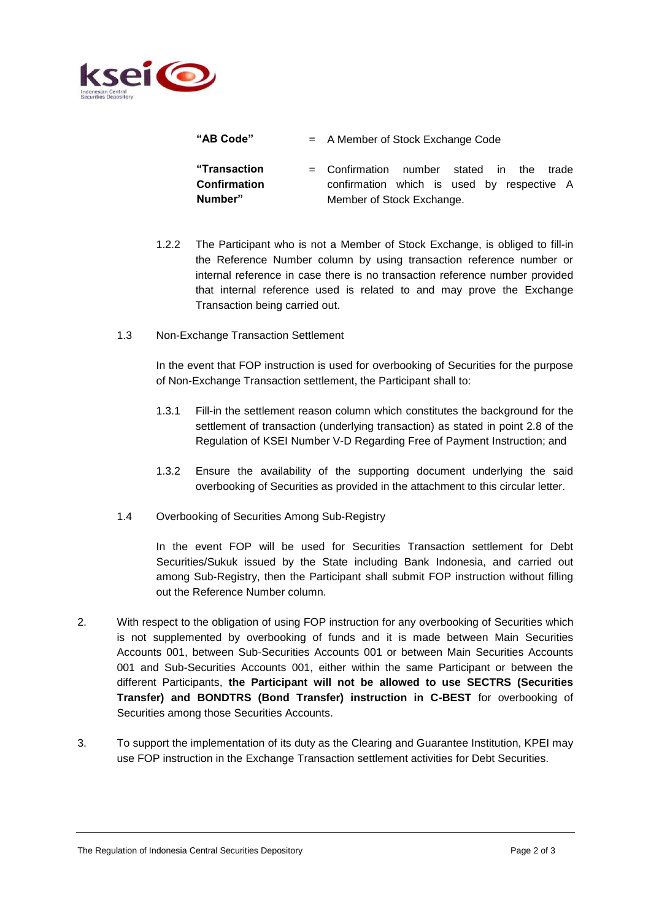| | | |
|---|---|---|
| **"AB Code"** | = | A Member of Stock Exchange Code |
| **"Transaction Confirmation Number"** | = | Confirmation number stated in the trade confirmation which is used by respective A Member of Stock Exchange. |

1.2.2 The Participant who is not a Member of Stock Exchange, is obliged to fill-in the Reference Number column by using transaction reference number or internal reference in case there is no transaction reference number provided that internal reference used is related to and may prove the Exchange Transaction being carried out.

1.3 Non-Exchange Transaction Settlement

In the event that FOP instruction is used for overbooking of Securities for the purpose of Non-Exchange Transaction settlement, the Participant shall to:

1.3.1 Fill-in the settlement reason column which constitutes the background for the settlement of transaction (underlying transaction) as stated in point 2.8 of the Regulation of KSEI Number V-D Regarding Free of Payment Instruction; and

1.3.2 Ensure the availability of the supporting document underlying the said overbooking of Securities as provided in the attachment to this circular letter.

1.4 Overbooking of Securities Among Sub-Registry

In the event FOP will be used for Securities Transaction settlement for Debt Securities/Sukuk issued by the State including Bank Indonesia, and carried out among Sub-Registry, then the Participant shall submit FOP instruction without filling out the Reference Number column.

2. With respect to the obligation of using FOP instruction for any overbooking of Securities which is not supplemented by overbooking of funds and it is made between Main Securities Accounts 001, between Sub-Securities Accounts 001 or between Main Securities Accounts 001 and Sub-Securities Accounts 001, either within the same Participant or between the different Participants, **the Participant will not be allowed to use SECTRS (Securities Transfer) and BONDTRS (Bond Transfer) instruction in C-BEST** for overbooking of Securities among those Securities Accounts.

3. To support the implementation of its duty as the Clearing and Guarantee Institution, KPEI may use FOP instruction in the Exchange Transaction settlement activities for Debt Securities.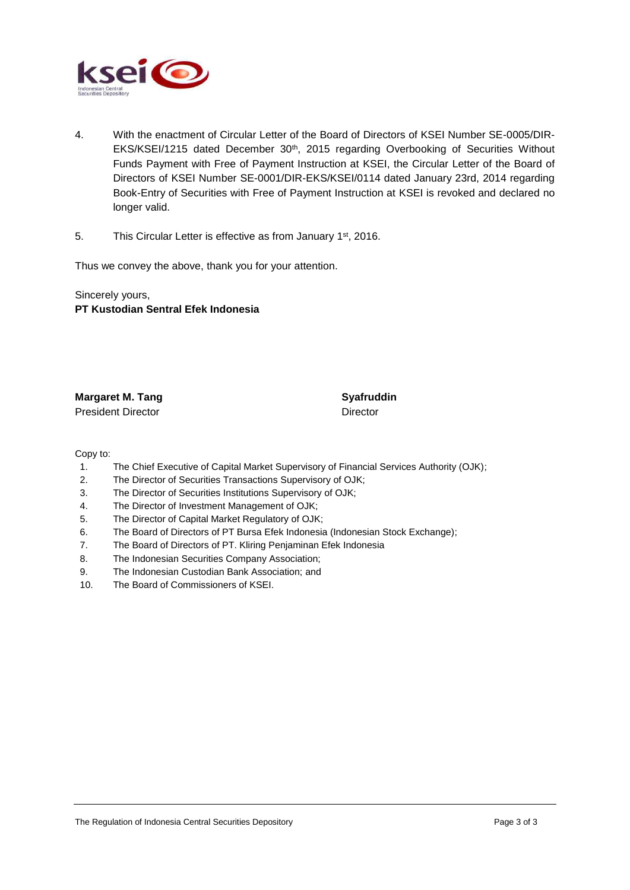4. With the enactment of Circular Letter of the Board of Directors of KSEI Number SE-0005/DIR-EKS/KSEI/1215 dated December 30th, 2015 regarding Overbooking of Securities Without Funds Payment with Free of Payment Instruction at KSEI, the Circular Letter of the Board of Directors of KSEI Number SE-0001/DIR-EKS/KSEI/0114 dated January 23rd, 2014 regarding Book-Entry of Securities with Free of Payment Instruction at KSEI is revoked and declared no longer valid.

5. This Circular Letter is effective as from January 1st, 2016.

Thus we convey the above, thank you for your attention.

Sincerely yours,
**PT Kustodian Sentral Efek Indonesia**

**Margaret M. Tang**
President Director

**Syafruddin**
Director

Copy to:

1. The Chief Executive of Capital Market Supervisory of Financial Services Authority (OJK);
2. The Director of Securities Transactions Supervisory of OJK;
3. The Director of Securities Institutions Supervisory of OJK;
4. The Director of Investment Management of OJK;
5. The Director of Capital Market Regulatory of OJK;
6. The Board of Directors of PT Bursa Efek Indonesia (Indonesian Stock Exchange);
7. The Board of Directors of PT. Kliring Penjaminan Efek Indonesia
8. The Indonesian Securities Company Association;
9. The Indonesian Custodian Bank Association; and
10. The Board of Commissioners of KSEI.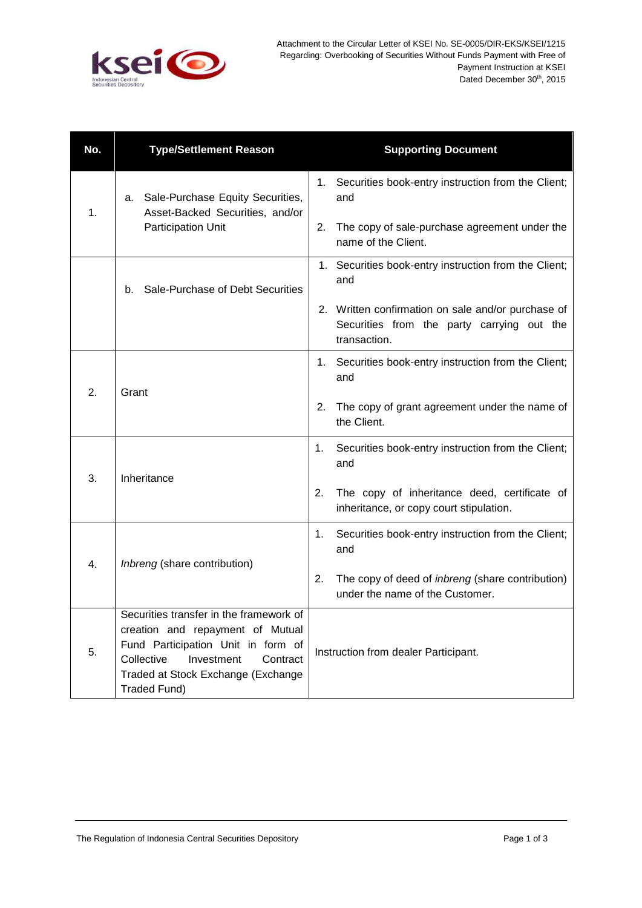Attachment to the Circular Letter of KSEI No. SE-0005/DIR-EKS/KSEI/1215
Regarding: Overbooking of Securities Without Funds Payment with Free of Payment Instruction at KSEI
Dated December 30th, 2015

| No. | Type/Settlement Reason | Supporting Document |
|---|---|---|
| 1. | a. Sale-Purchase Equity Securities, Asset-Backed Securities, and/or Participation Unit | 1. Securities book-entry instruction from the Client; and<br>2. The copy of sale-purchase agreement under the name of the Client. |
| | b. Sale-Purchase of Debt Securities | 1. Securities book-entry instruction from the Client; and<br>2. Written confirmation on sale and/or purchase of Securities from the party carrying out the transaction. |
| 2. | Grant | 1. Securities book-entry instruction from the Client; and<br>2. The copy of grant agreement under the name of the Client. |
| 3. | Inheritance | 1. Securities book-entry instruction from the Client; and<br>2. The copy of inheritance deed, certificate of inheritance, or copy court stipulation. |
| 4. | *Inbreng* (share contribution) | 1. Securities book-entry instruction from the Client; and<br>2. The copy of deed of *inbreng* (share contribution) under the name of the Customer. |
| 5. | Securities transfer in the framework of creation and repayment of Mutual Fund Participation Unit in form of Collective Investment Contract Traded at Stock Exchange (Exchange Traded Fund) | Instruction from dealer Participant. |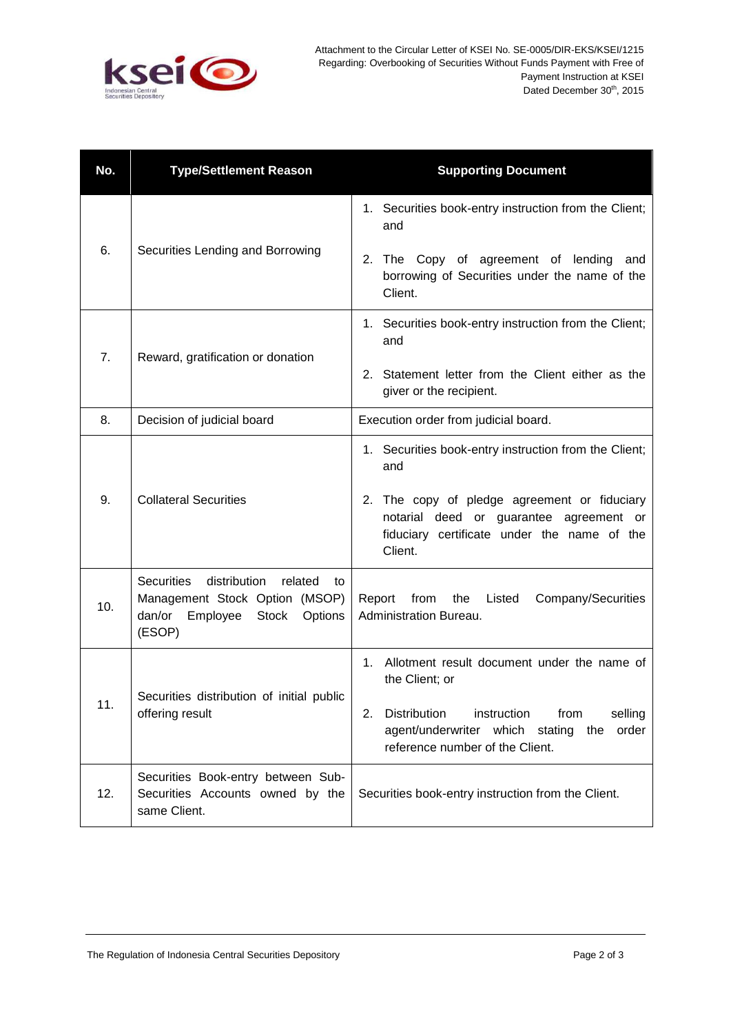| No. | Type/Settlement Reason | Supporting Document |
|---|---|---|
| 6. | Securities Lending and Borrowing | 1. Securities book-entry instruction from the Client; and<br>2. The Copy of agreement of lending and borrowing of Securities under the name of the Client. |
| 7. | Reward, gratification or donation | 1. Securities book-entry instruction from the Client; and<br>2. Statement letter from the Client either as the giver or the recipient. |
| 8. | Decision of judicial board | Execution order from judicial board. |
| 9. | Collateral Securities | 1. Securities book-entry instruction from the Client; and<br>2. The copy of pledge agreement or fiduciary notarial deed or guarantee agreement or fiduciary certificate under the name of the Client. |
| 10. | Securities distribution related to Management Stock Option (MSOP) dan/or Employee Stock Options (ESOP) | Report from the Listed Company/Securities Administration Bureau. |
| 11. | Securities distribution of initial public offering result | 1. Allotment result document under the name of the Client; or<br>2. Distribution instruction from selling agent/underwriter which stating the order reference number of the Client. |
| 12. | Securities Book-entry between Sub-Securities Accounts owned by the same Client. | Securities book-entry instruction from the Client. |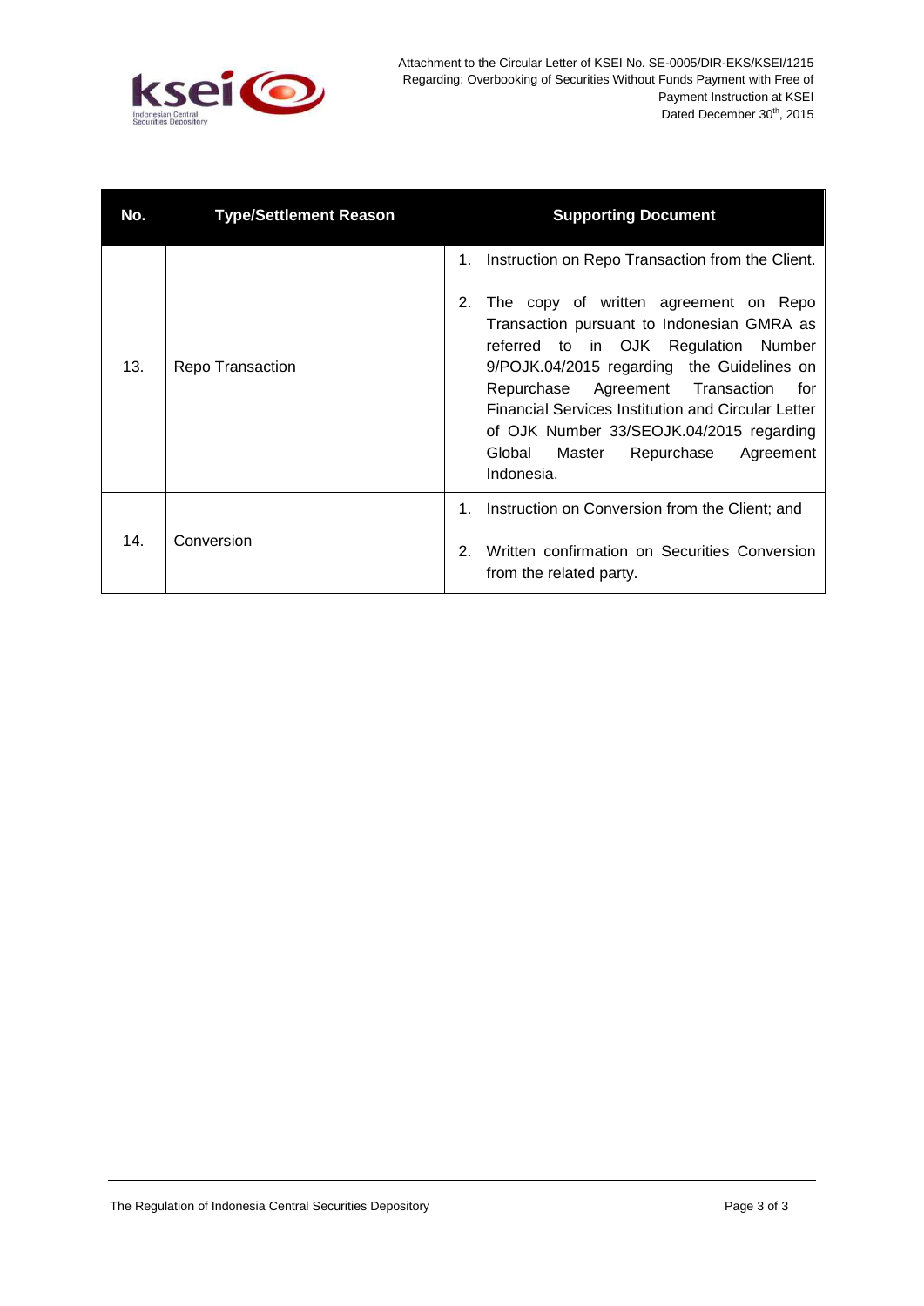| No. | Type/Settlement Reason | Supporting Document |
| --- | --- | --- |
| 13. | Repo Transaction | 1. Instruction on Repo Transaction from the Client.<br><br>2. The copy of written agreement on Repo Transaction pursuant to Indonesian GMRA as referred to in OJK Regulation Number 9/POJK.04/2015 regarding the Guidelines on Repurchase Agreement Transaction for Financial Services Institution and Circular Letter of OJK Number 33/SEOJK.04/2015 regarding Global Master Repurchase Agreement Indonesia. |
| 14. | Conversion | 1. Instruction on Conversion from the Client; and<br><br>2. Written confirmation on Securities Conversion from the related party. |